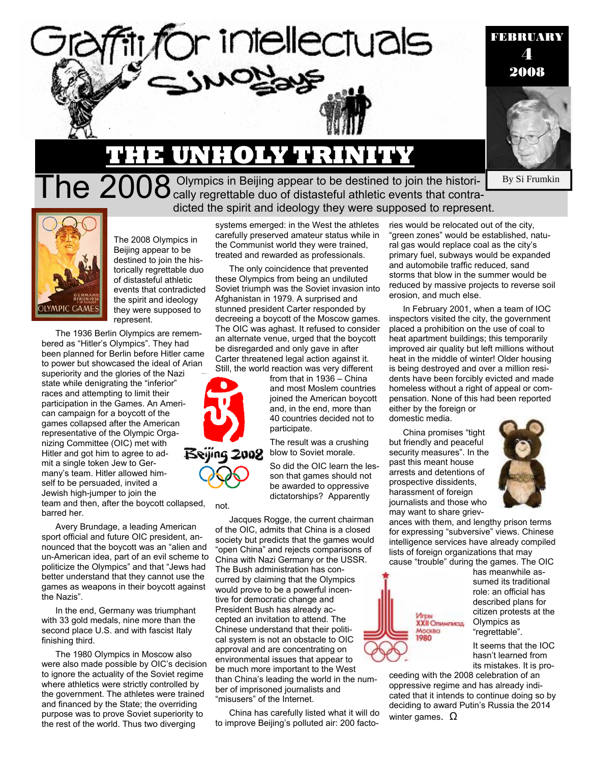# Graffiti for intellectuals

SIMON says

FEBRUARY 4 2008

By Si Frumkin

## THE UNHOLY TRINITY

**The 2008 Olympics in Beijing appear to be destined to join the historically regrettable duo of distasteful athletic events that contradicted the spirit and ideology they were supposed to represent.**

The 2008 Olympics in Beijing appear to be destined to join the historically regrettable duo of distasteful athletic events that contradicted the spirit and ideology they were supposed to represent.

The 1936 Berlin Olympics are remembered as "Hitler's Olympics". They had been planned for Berlin before Hitler came to power but showcased the ideal of Arian superiority and the glories of the Nazi state while denigrating the "inferior" races and attempting to limit their participation in the Games. An American campaign for a boycott of the games collapsed after the American representative of the Olympic Organizing Committee (OIC) met with Hitler and got him to agree to admit a single token Jew to Germany's team. Hitler allowed himself to be persuaded, invited a Jewish high-jumper to join the team and then, after the boycott collapsed, barred her.

Avery Brundage, a leading American sport official and future OIC president, announced that the boycott was an "alien and un-American idea, part of an evil scheme to politicize the Olympics" and that "Jews had better understand that they cannot use the games as weapons in their boycott against the Nazis".

In the end, Germany was triumphant with 33 gold medals, nine more than the second place U.S. and with fascist Italy finishing third.

The 1980 Olympics in Moscow also were also made possible by OIC's decision to ignore the actuality of the Soviet regime where athletics were strictly controlled by the government. The athletes were trained and financed by the State; the overriding purpose was to prove Soviet superiority to the rest of the world. Thus two diverging systems emerged: in the West the athletes carefully preserved amateur status while in the Communist world they were trained, treated and rewarded as professionals.

The only coincidence that prevented these Olympics from being an undiluted Soviet triumph was the Soviet invasion into Afghanistan in 1979. A surprised and stunned president Carter responded by decreeing a boycott of the Moscow games. The OIC was aghast. It refused to consider an alternate venue, urged that the boycott be disregarded and only gave in after Carter threatened legal action against it. Still, the world reaction was very different from that in 1936 – China and most Moslem countries joined the American boycott and, in the end, more than 40 countries decided not to participate.

The result was a crushing blow to Soviet morale.

So did the OIC learn the lesson that games should not be awarded to oppressive dictatorships? Apparently not.

Jacques Rogge, the current chairman of the OIC, admits that China is a closed society but predicts that the games would "open China" and rejects comparisons of China with Nazi Germany or the USSR. The Bush administration has concurred by claiming that the Olympics would prove to be a powerful incentive for democratic change and President Bush has already accepted an invitation to attend. The Chinese understand that their political system is not an obstacle to OIC approval and are concentrating on environmental issues that appear to be much more important to the West than China's leading the world in the number of imprisoned journalists and "misusers" of the Internet.

China has carefully listed what it will do to improve Beijing's polluted air: 200 factories would be relocated out of the city, "green zones" would be established, natural gas would replace coal as the city's primary fuel, subways would be expanded and automobile traffic reduced, sand storms that blew in the summer would be reduced by massive projects to reverse soil erosion, and much else.

In February 2001, when a team of IOC inspectors visited the city, the government placed a prohibition on the use of coal to heat apartment buildings; this temporarily improved air quality but left millions without heat in the middle of winter! Older housing is being destroyed and over a million residents have been forcibly evicted and made homeless without a right of appeal or compensation. None of this had been reported either by the foreign or domestic media.

China promises "tight but friendly and peaceful security measures". In the past this meant house arrests and detentions of prospective dissidents, harassment of foreign journalists and those who may want to share grievances with them, and lengthy prison terms for expressing "subversive" views. Chinese intelligence services have already compiled lists of foreign organizations that may cause "trouble" during the games. The OIC has meanwhile assumed its traditional role: an official has described plans for citizen protests at the Olympics as "regrettable".

It seems that the IOC hasn't learned from its mistakes. It is proceeding with the 2008 celebration of an oppressive regime and has already indicated that it intends to continue doing so by deciding to award Putin's Russia the 2014 winter games. Ω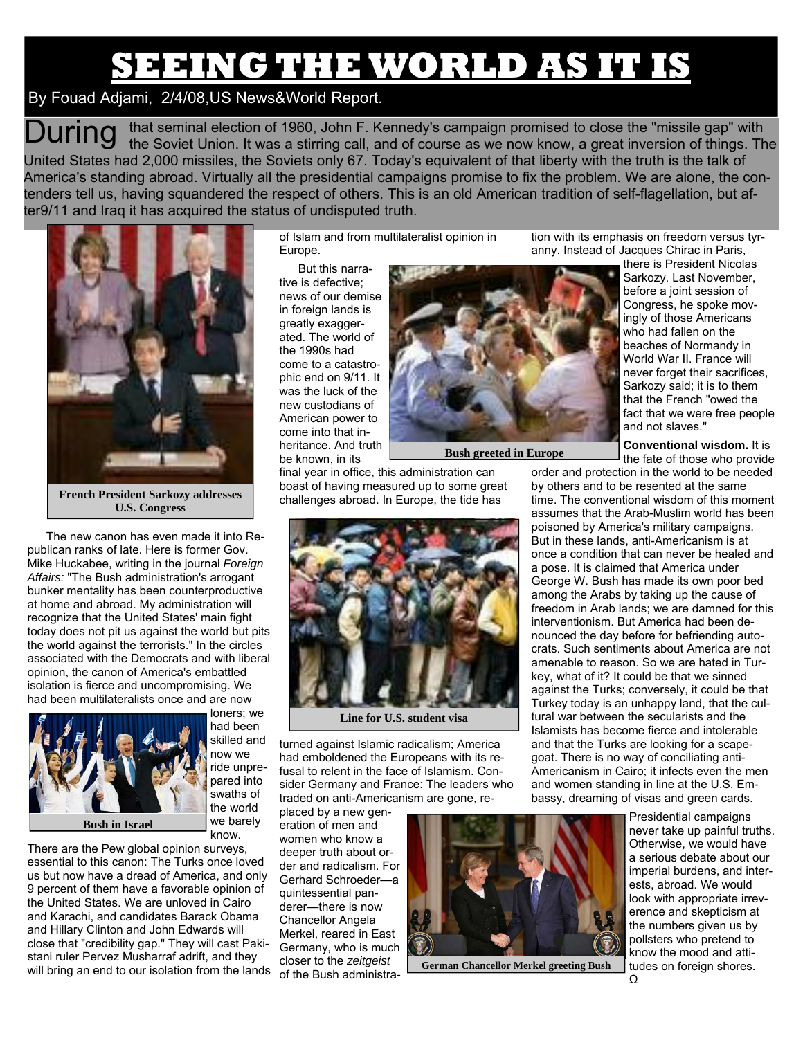# SEEING THE WORLD AS IT IS

By Fouad Adjami, 2/4/08,US News&World Report.

During that seminal election of 1960, John F. Kennedy's campaign promised to close the "missile gap" with the Soviet Union. It was a stirring call, and of course as we now know, a great inversion of things. The United States had 2,000 missiles, the Soviets only 67. Today's equivalent of that liberty with the truth is the talk of America's standing abroad. Virtually all the presidential campaigns promise to fix the problem. We are alone, the contenders tell us, having squandered the respect of others. This is an old American tradition of self-flagellation, but after9/11 and Iraq it has acquired the status of undisputed truth.

French President Sarkozy addresses U.S. Congress

The new canon has even made it into Republican ranks of late. Here is former Gov. Mike Huckabee, writing in the journal *Foreign Affairs:* "The Bush administration's arrogant bunker mentality has been counterproductive at home and abroad. My administration will recognize that the United States' main fight today does not pit us against the world but pits the world against the terrorists." In the circles associated with the Democrats and with liberal opinion, the canon of America's embattled isolation is fierce and uncompromising. We had been multilateralists once and are now loners; we had been skilled and now we ride unprepared into swaths of the world we barely know.

Bush in Israel

There are the Pew global opinion surveys, essential to this canon: The Turks once loved us but now have a dread of America, and only 9 percent of them have a favorable opinion of the United States. We are unloved in Cairo and Karachi, and candidates Barack Obama and Hillary Clinton and John Edwards will close that "credibility gap." They will cast Pakistani ruler Pervez Musharraf adrift, and they will bring an end to our isolation from the lands of Islam and from multilateralist opinion in Europe.

But this narrative is defective; news of our demise in foreign lands is greatly exaggerated. The world of the 1990s had come to a catastrophic end on 9/11. It was the luck of the new custodians of American power to come into that inheritance. And truth be known, in its final year in office, this administration can boast of having measured up to some great challenges abroad. In Europe, the tide has turned against Islamic radicalism; America had emboldened the Europeans with its refusal to relent in the face of Islamism. Consider Germany and France: The leaders who traded on anti-Americanism are gone, replaced by a new generation of men and women who know a deeper truth about order and radicalism. For Gerhard Schroeder—a quintessential panderer—there is now Chancellor Angela Merkel, reared in East Germany, who is much closer to the *zeitgeist* of the Bush administration with its emphasis on freedom versus tyranny. Instead of Jacques Chirac in Paris, there is President Nicolas Sarkozy. Last November, before a joint session of Congress, he spoke movingly of those Americans who had fallen on the beaches of Normandy in World War II. France will never forget their sacrifices, Sarkozy said; it is to them that the French "owed the fact that we were free people and not slaves."

Bush greeted in Europe

Line for U.S. student visa

German Chancellor Merkel greeting Bush

**Conventional wisdom.** It is the fate of those who provide order and protection in the world to be needed by others and to be resented at the same time. The conventional wisdom of this moment assumes that the Arab-Muslim world has been poisoned by America's military campaigns. But in these lands, anti-Americanism is at once a condition that can never be healed and a pose. It is claimed that America under George W. Bush has made its own poor bed among the Arabs by taking up the cause of freedom in Arab lands; we are damned for this interventionism. But America had been denounced the day before for befriending autocrats. Such sentiments about America are not amenable to reason. So we are hated in Turkey, what of it? It could be that we sinned against the Turks; conversely, it could be that Turkey today is an unhappy land, that the cultural war between the secularists and the Islamists has become fierce and intolerable and that the Turks are looking for a scapegoat. There is no way of conciliating anti-Americanism in Cairo; it infects even the men and women standing in line at the U.S. Embassy, dreaming of visas and green cards.

Presidential campaigns never take up painful truths. Otherwise, we would have a serious debate about our imperial burdens, and interests, abroad. We would look with appropriate irreverence and skepticism at the numbers given us by pollsters who pretend to know the mood and attitudes on foreign shores.

Ω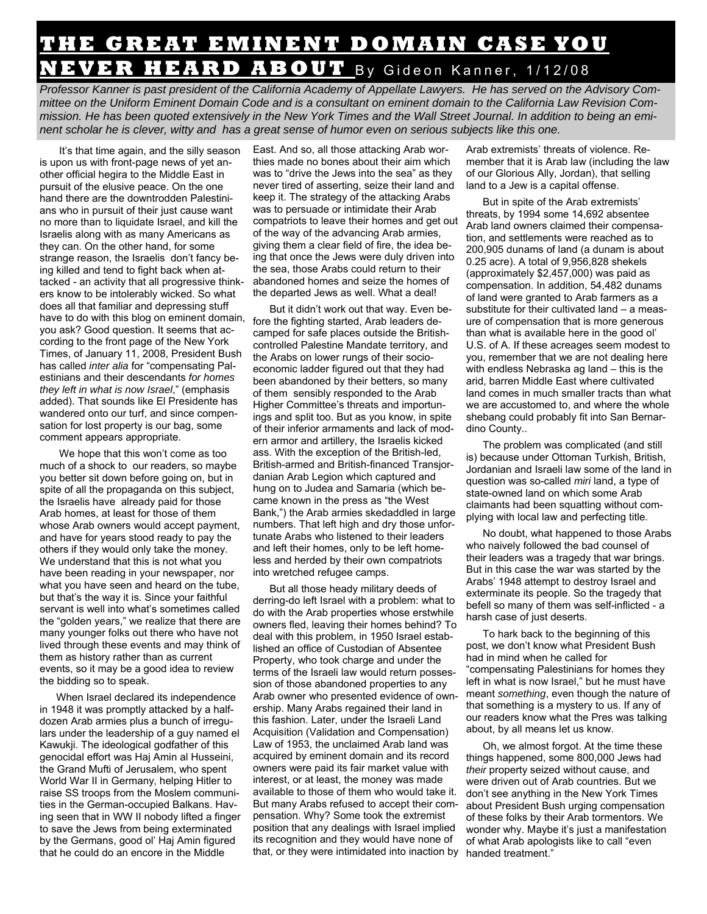# THE GREAT EMINENT DOMAIN CASE YOU NEVER HEARD ABOUT

By Gideon Kanner, 1/12/08

*Professor Kanner is past president of the California Academy of Appellate Lawyers. He has served on the Advisory Committee on the Uniform Eminent Domain Code and is a consultant on eminent domain to the California Law Revision Commission. He has been quoted extensively in the New York Times and the Wall Street Journal. In addition to being an eminent scholar he is clever, witty and has a great sense of humor even on serious subjects like this one.*

It's that time again, and the silly season is upon us with front-page news of yet another official hegira to the Middle East in pursuit of the elusive peace. On the one hand there are the downtrodden Palestinians who in pursuit of their just cause want no more than to liquidate Israel, and kill the Israelis along with as many Americans as they can. On the other hand, for some strange reason, the Israelis don't fancy being killed and tend to fight back when attacked - an activity that all progressive thinkers know to be intolerably wicked. So what does all that familiar and depressing stuff have to do with this blog on eminent domain, you ask? Good question. It seems that according to the front page of the New York Times, of January 11, 2008, President Bush has called *inter alia* for "compensating Palestinians and their descendants *for homes they left in what is now Israel*," (emphasis added). That sounds like El Presidente has wandered onto our turf, and since compensation for lost property is our bag, some comment appears appropriate.

We hope that this won't come as too much of a shock to our readers, so maybe you better sit down before going on, but in spite of all the propaganda on this subject, the Israelis have already paid for those Arab homes, at least for those of them whose Arab owners would accept payment, and have for years stood ready to pay the others if they would only take the money. We understand that this is not what you have been reading in your newspaper, nor what you have seen and heard on the tube, but that's the way it is. Since your faithful servant is well into what's sometimes called the "golden years," we realize that there are many younger folks out there who have not lived through these events and may think of them as history rather than as current events, so it may be a good idea to review the bidding so to speak.

When Israel declared its independence in 1948 it was promptly attacked by a half-dozen Arab armies plus a bunch of irregulars under the leadership of a guy named el Kawukji. The ideological godfather of this genocidal effort was Haj Amin al Husseini, the Grand Mufti of Jerusalem, who spent World War II in Germany, helping Hitler to raise SS troops from the Moslem communities in the German-occupied Balkans. Having seen that in WW II nobody lifted a finger to save the Jews from being exterminated by the Germans, good ol' Haj Amin figured that he could do an encore in the Middle East. And so, all those attacking Arab worthies made no bones about their aim which was to "drive the Jews into the sea" as they never tired of asserting, seize their land and keep it. The strategy of the attacking Arabs was to persuade or intimidate their Arab compatriots to leave their homes and get out of the way of the advancing Arab armies, giving them a clear field of fire, the idea being that once the Jews were duly driven into the sea, those Arabs could return to their abandoned homes and seize the homes of the departed Jews as well. What a deal!

But it didn't work out that way. Even before the fighting started, Arab leaders decamped for safe places outside the British-controlled Palestine Mandate territory, and the Arabs on lower rungs of their socio-economic ladder figured out that they had been abandoned by their betters, so many of them sensibly responded to the Arab Higher Committee's threats and importunings and split too. But as you know, in spite of their inferior armaments and lack of modern armor and artillery, the Israelis kicked ass. With the exception of the British-led, British-armed and British-financed Transjordanian Arab Legion which captured and hung on to Judea and Samaria (which became known in the press as "the West Bank,") the Arab armies skedaddled in large numbers. That left high and dry those unfortunate Arabs who listened to their leaders and left their homes, only to be left homeless and herded by their own compatriots into wretched refugee camps.

But all those heady military deeds of derring-do left Israel with a problem: what to do with the Arab properties whose erstwhile owners fled, leaving their homes behind? To deal with this problem, in 1950 Israel established an office of Custodian of Absentee Property, who took charge and under the terms of the Israeli law would return possession of those abandoned properties to any Arab owner who presented evidence of ownership. Many Arabs regained their land in this fashion. Later, under the Israeli Land Acquisition (Validation and Compensation) Law of 1953, the unclaimed Arab land was acquired by eminent domain and its record owners were paid its fair market value with interest, or at least, the money was made available to those of them who would take it. But many Arabs refused to accept their compensation. Why? Some took the extremist position that any dealings with Israel implied its recognition and they would have none of that, or they were intimidated into inaction by Arab extremists' threats of violence. Remember that it is Arab law (including the law of our Glorious Ally, Jordan), that selling land to a Jew is a capital offense.

But in spite of the Arab extremists' threats, by 1994 some 14,692 absentee Arab land owners claimed their compensation, and settlements were reached as to 200,905 dunams of land (a dunam is about 0.25 acre). A total of 9,956,828 shekels (approximately $2,457,000) was paid as compensation. In addition, 54,482 dunams of land were granted to Arab farmers as a substitute for their cultivated land – a measure of compensation that is more generous than what is available here in the good ol' U.S. of A. If these acreages seem modest to you, remember that we are not dealing here with endless Nebraska ag land – this is the arid, barren Middle East where cultivated land comes in much smaller tracts than what we are accustomed to, and where the whole shebang could probably fit into San Bernardino County..

The problem was complicated (and still is) because under Ottoman Turkish, British, Jordanian and Israeli law some of the land in question was so-called *miri* land, a type of state-owned land on which some Arab claimants had been squatting without complying with local law and perfecting title.

No doubt, what happened to those Arabs who naively followed the bad counsel of their leaders was a tragedy that war brings. But in this case the war was started by the Arabs' 1948 attempt to destroy Israel and exterminate its people. So the tragedy that befell so many of them was self-inflicted - a harsh case of just deserts.

To hark back to the beginning of this post, we don't know what President Bush had in mind when he called for "compensating Palestinians for homes they left in what is now Israel," but he must have meant *something*, even though the nature of that something is a mystery to us. If any of our readers know what the Pres was talking about, by all means let us know.

Oh, we almost forgot. At the time these things happened, some 800,000 Jews had *their* property seized without cause, and were driven out of Arab countries. But we don't see anything in the New York Times about President Bush urging compensation of these folks by their Arab tormentors. We wonder why. Maybe it's just a manifestation of what Arab apologists like to call "even handed treatment."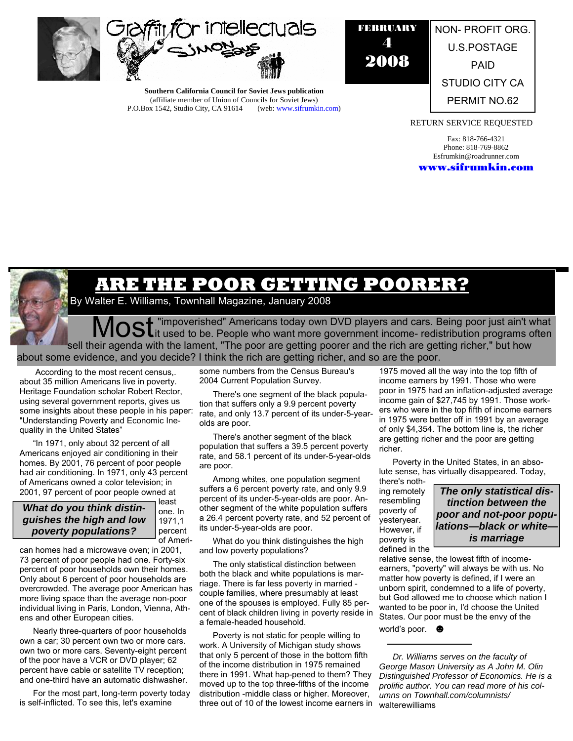Graffiti for intellectuals
SIMON says

**Southern California Council for Soviet Jews publication**
(affiliate member of Union of Councils for Soviet Jews)
P.O.Box 1542, Studio City, CA 91614 (web: www.sifrumkin.com)

**FEBRUARY 4 2008**

NON- PROFIT ORG.
U.S.POSTAGE
PAID
STUDIO CITY CA
PERMIT NO.62

RETURN SERVICE REQUESTED

Fax: 818-766-4321
Phone: 818-769-8862
Esfrumkin@roadrunner.com
**www.sifrumkin.com**

# ARE THE POOR GETTING POORER?

By Walter E. Williams, Townhall Magazine, January 2008

Most "impoverished" Americans today own DVD players and cars. Being poor just ain't what it used to be. People who want more government income- redistribution programs often sell their agenda with the lament, "The poor are getting poorer and the rich are getting richer," but how about some evidence, and you decide? I think the rich are getting richer, and so are the poor.

According to the most recent census,. about 35 million Americans live in poverty. Heritage Foundation scholar Robert Rector, using several government reports, gives us some insights about these people in his paper: "Understanding Poverty and Economic Inequality in the United States"

"In 1971, only about 32 percent of all Americans enjoyed air conditioning in their homes. By 2001, 76 percent of poor people had air conditioning. In 1971, only 43 percent of Americans owned a color television; in 2001, 97 percent of poor people owned at least one. In 1971,1 percent of American homes had a microwave oven; in 2001, 73 percent of poor people had one. Forty-six percent of poor households own their homes. Only about 6 percent of poor households are overcrowded. The average poor American has more living space than the average non-poor individual living in Paris, London, Vienna, Athens and other European cities.

> ***What do you think distinguishes the high and low poverty populations?***

Nearly three-quarters of poor households own a car; 30 percent own two or more cars. own two or more cars. Seventy-eight percent of the poor have a VCR or DVD player; 62 percent have cable or satellite TV reception; and one-third have an automatic dishwasher.

For the most part, long-term poverty today is self-inflicted. To see this, let's examine some numbers from the Census Bureau's 2004 Current Population Survey.

There's one segment of the black population that suffers only a 9.9 percent poverty rate, and only 13.7 percent of its under-5-year-olds are poor.

There's another segment of the black population that suffers a 39.5 percent poverty rate, and 58.1 percent of its under-5-year-olds are poor.

Among whites, one population segment suffers a 6 percent poverty rate, and only 9.9 percent of its under-5-year-olds are poor. Another segment of the white population suffers a 26.4 percent poverty rate, and 52 percent of its under-5-year-olds are poor.

What do you think distinguishes the high and low poverty populations?

The only statistical distinction between both the black and white populations is marriage. There is far less poverty in married - couple families, where presumably at least one of the spouses is employed. Fully 85 percent of black children living in poverty reside in a female-headed household.

Poverty is not static for people willing to work. A University of Michigan study shows that only 5 percent of those in the bottom fifth of the income distribution in 1975 remained there in 1991. What hap-pened to them? They moved up to the top three-fifths of the income distribution -middle class or higher. Moreover, three out of 10 of the lowest income earners in 1975 moved all the way into the top fifth of income earners by 1991. Those who were poor in 1975 had an inflation-adjusted average income gain of $27,745 by 1991. Those workers who were in the top fifth of income earners in 1975 were better off in 1991 by an average of only $4,354. The bottom line is, the richer are getting richer and the poor are getting richer.

Poverty in the United States, in an absolute sense, has virtually disappeared. Today, there's nothing remotely resembling poverty of yesteryear. However, if poverty is defined in the relative sense, the lowest fifth of income-earners, "poverty" will always be with us. No matter how poverty is defined, if I were an unborn spirit, condemned to a life of poverty, but God allowed me to choose which nation I wanted to be poor in, I'd choose the United States. Our poor must be the envy of the world's poor. ☻

> ***The only statistical distinction between the poor and not-poor populations—black or white—is marriage***

---

*Dr. Williams serves on the faculty of George Mason University as A John M. Olin Distinguished Professor of Economics. He is a prolific author. You can read more of his columns on Townhall.com/columnists/ walterewilliams*